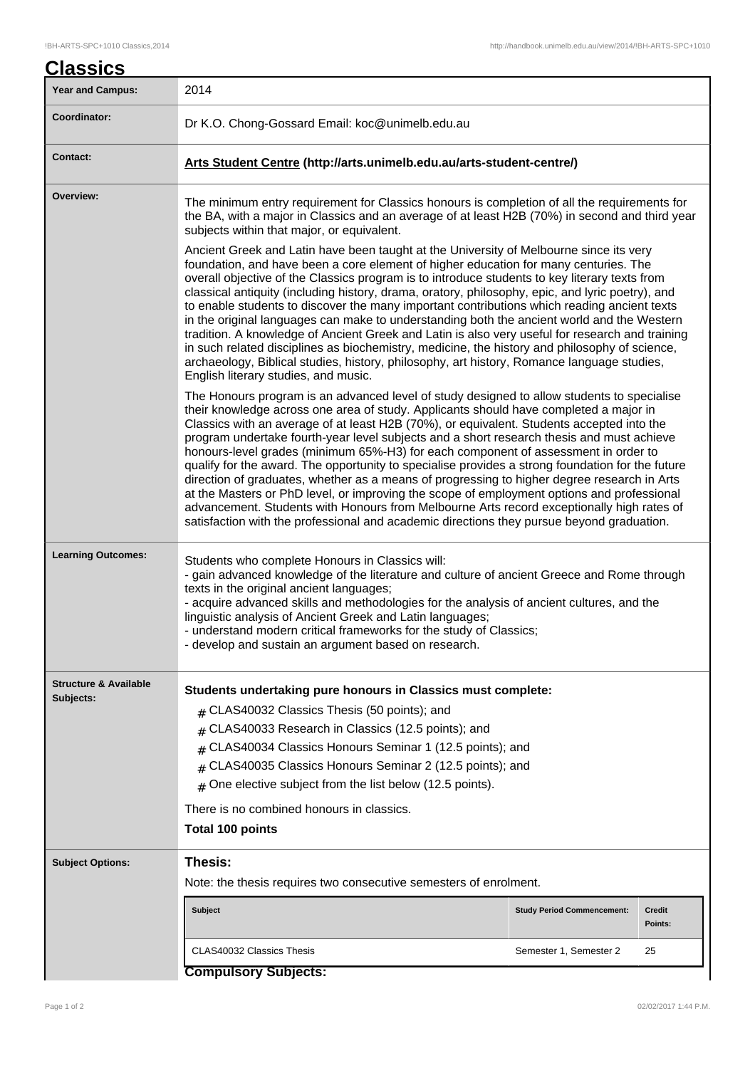# Classics

| | |
|---|---|
| **Year and Campus:** | 2014 |
| **Coordinator:** | Dr K.O. Chong-Gossard Email: koc@unimelb.edu.au |
| **Contact:** | **Arts Student Centre (http://arts.unimelb.edu.au/arts-student-centre/)** |
| **Overview:** | The minimum entry requirement for Classics honours is completion of all the requirements for the BA, with a major in Classics and an average of at least H2B (70%) in second and third year subjects within that major, or equivalent.<br><br>Ancient Greek and Latin have been taught at the University of Melbourne since its very foundation, and have been a core element of higher education for many centuries. The overall objective of the Classics program is to introduce students to key literary texts from classical antiquity (including history, drama, oratory, philosophy, epic, and lyric poetry), and to enable students to discover the many important contributions which reading ancient texts in the original languages can make to understanding both the ancient world and the Western tradition. A knowledge of Ancient Greek and Latin is also very useful for research and training in such related disciplines as biochemistry, medicine, the history and philosophy of science, archaeology, Biblical studies, history, philosophy, art history, Romance language studies, English literary studies, and music.<br><br>The Honours program is an advanced level of study designed to allow students to specialise their knowledge across one area of study. Applicants should have completed a major in Classics with an average of at least H2B (70%), or equivalent. Students accepted into the program undertake fourth-year level subjects and a short research thesis and must achieve honours-level grades (minimum 65%-H3) for each component of assessment in order to qualify for the award. The opportunity to specialise provides a strong foundation for the future direction of graduates, whether as a means of progressing to higher degree research in Arts at the Masters or PhD level, or improving the scope of employment options and professional advancement. Students with Honours from Melbourne Arts record exceptionally high rates of satisfaction with the professional and academic directions they pursue beyond graduation. |
| **Learning Outcomes:** | Students who complete Honours in Classics will:<br>- gain advanced knowledge of the literature and culture of ancient Greece and Rome through texts in the original ancient languages;<br>- acquire advanced skills and methodologies for the analysis of ancient cultures, and the linguistic analysis of Ancient Greek and Latin languages;<br>- understand modern critical frameworks for the study of Classics;<br>- develop and sustain an argument based on research. |
| **Structure & Available Subjects:** | **Students undertaking pure honours in Classics must complete:**<br># CLAS40032 Classics Thesis (50 points); and<br># CLAS40033 Research in Classics (12.5 points); and<br># CLAS40034 Classics Honours Seminar 1 (12.5 points); and<br># CLAS40035 Classics Honours Seminar 2 (12.5 points); and<br># One elective subject from the list below (12.5 points).<br><br>There is no combined honours in classics.<br><br>**Total 100 points** |
| **Subject Options:** | **Thesis:**<br>Note: the thesis requires two consecutive semesters of enrolment. |

| Subject | Study Period Commencement: | Credit Points: |
|---|---|---|
| CLAS40032 Classics Thesis | Semester 1, Semester 2 | 25 |

**Compulsory Subjects:**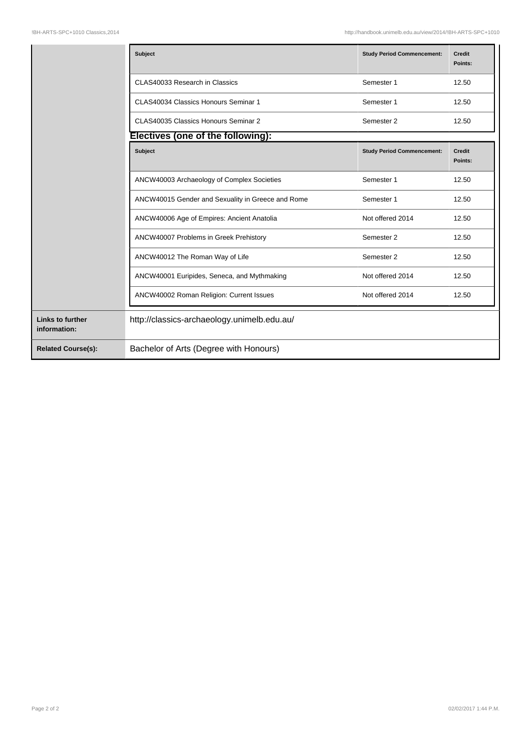| Subject | Study Period Commencement: | Credit Points: |
| --- | --- | --- |
| CLAS40033 Research in Classics | Semester 1 | 12.50 |
| CLAS40034 Classics Honours Seminar 1 | Semester 1 | 12.50 |
| CLAS40035 Classics Honours Seminar 2 | Semester 2 | 12.50 |

## Electives (one of the following):

| Subject | Study Period Commencement: | Credit Points: |
| --- | --- | --- |
| ANCW40003 Archaeology of Complex Societies | Semester 1 | 12.50 |
| ANCW40015 Gender and Sexuality in Greece and Rome | Semester 1 | 12.50 |
| ANCW40006 Age of Empires: Ancient Anatolia | Not offered 2014 | 12.50 |
| ANCW40007 Problems in Greek Prehistory | Semester 2 | 12.50 |
| ANCW40012 The Roman Way of Life | Semester 2 | 12.50 |
| ANCW40001 Euripides, Seneca, and Mythmaking | Not offered 2014 | 12.50 |
| ANCW40002 Roman Religion: Current Issues | Not offered 2014 | 12.50 |

| | |
| --- | --- |
| **Links to further information:** | http://classics-archaeology.unimelb.edu.au/ |
| **Related Course(s):** | Bachelor of Arts (Degree with Honours) |